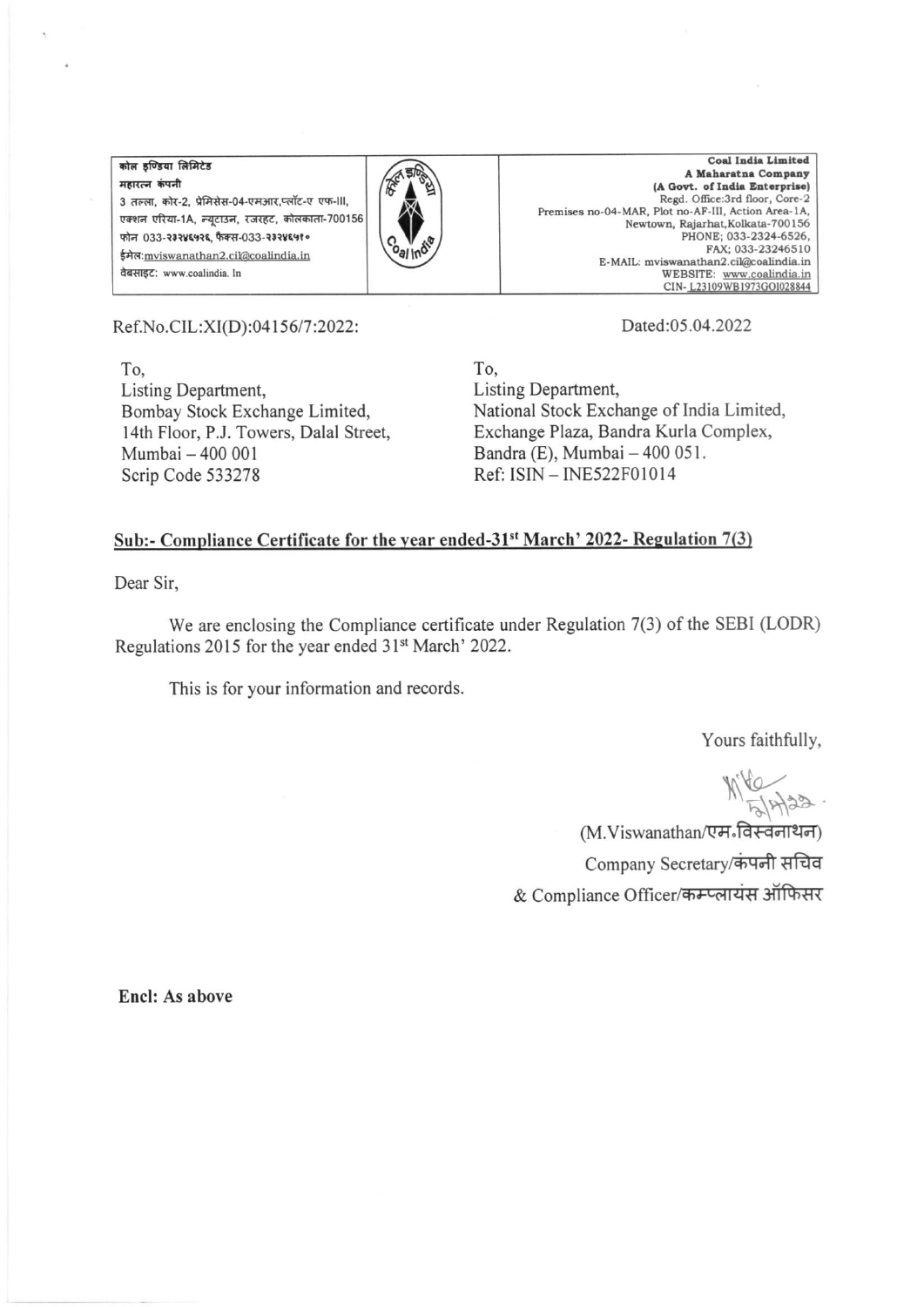कोल इण्डिया लिमिटेड
महारत्न कंपनी
3 तल्ला, कोर-2, प्रेमिसेस-04-एमआर,प्लॉट-ए एफ-III,
एक्शन एरिया-1A, न्यूटाउन, रजरहट, कोलकाता-700156
फोन 033-२३२४६५२६, फैक्स-033-२३२४६५१०
ईमेल:mviswanathan2.cil@coalindia.in
वेबसाइट: www.coalindia.In

**Coal India Limited**
**A Maharatna Company**
**(A Govt. of India Enterprise)**
Regd. Office:3rd floor, Core-2
Premises no-04-MAR, Plot no-AF-III, Action Area-1A,
Newtown, Rajarhat,Kolkata-700156
PHONE; 033-2324-6526,
FAX; 033-23246510
E-MAIL: mviswanathan2.cil@coalindia.in
WEBSITE: www.coalindia.in
CIN- L23109WB1973GOI028844

Ref.No.CIL:XI(D):04156/7:2022:

Dated:05.04.2022

To,
Listing Department,
Bombay Stock Exchange Limited,
14th Floor, P.J. Towers, Dalal Street,
Mumbai – 400 001
Scrip Code 533278

To,
Listing Department,
National Stock Exchange of India Limited,
Exchange Plaza, Bandra Kurla Complex,
Bandra (E), Mumbai – 400 051.
Ref: ISIN – INE522F01014

**Sub:- Compliance Certificate for the year ended-31st March' 2022- Regulation 7(3)**

Dear Sir,

We are enclosing the Compliance certificate under Regulation 7(3) of the SEBI (LODR) Regulations 2015 for the year ended 31st March' 2022.

This is for your information and records.

Yours faithfully,

(M.Viswanathan/एम॰विस्वनाथन)
Company Secretary/कंपनी सचिव
& Compliance Officer/कम्प्लायंस ऑफिसर

**Encl: As above**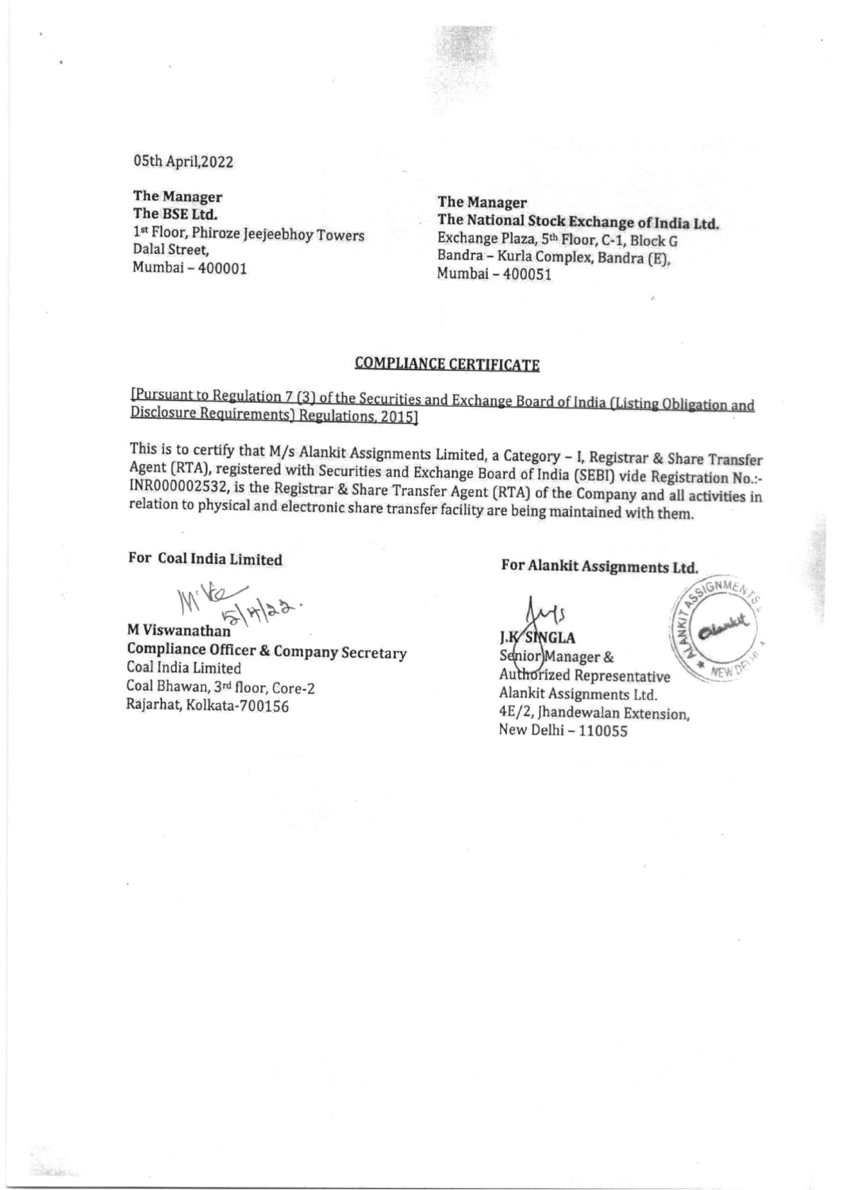05th April,2022

**The Manager**
**The BSE Ltd.**
1st Floor, Phiroze Jeejeebhoy Towers
Dalal Street,
Mumbai – 400001

**The Manager**
**The National Stock Exchange of India Ltd.**
Exchange Plaza, 5th Floor, C-1, Block G
Bandra – Kurla Complex, Bandra (E),
Mumbai – 400051

## COMPLIANCE CERTIFICATE

[Pursuant to Regulation 7 (3) of the Securities and Exchange Board of India (Listing Obligation and Disclosure Requirements) Regulations, 2015]

This is to certify that M/s Alankit Assignments Limited, a Category – I, Registrar & Share Transfer Agent (RTA), registered with Securities and Exchange Board of India (SEBI) vide Registration No.:- INR000002532, is the Registrar & Share Transfer Agent (RTA) of the Company and all activities in relation to physical and electronic share transfer facility are being maintained with them.

**For Coal India Limited**

5/4/22.

**M Viswanathan**
**Compliance Officer & Company Secretary**
Coal India Limited
Coal Bhawan, 3rd floor, Core-2
Rajarhat, Kolkata-700156

**For Alankit Assignments Ltd.**

**J.K SINGLA**
Senior Manager &
Authorized Representative
Alankit Assignments Ltd.
4E/2, Jhandewalan Extension,
New Delhi – 110055